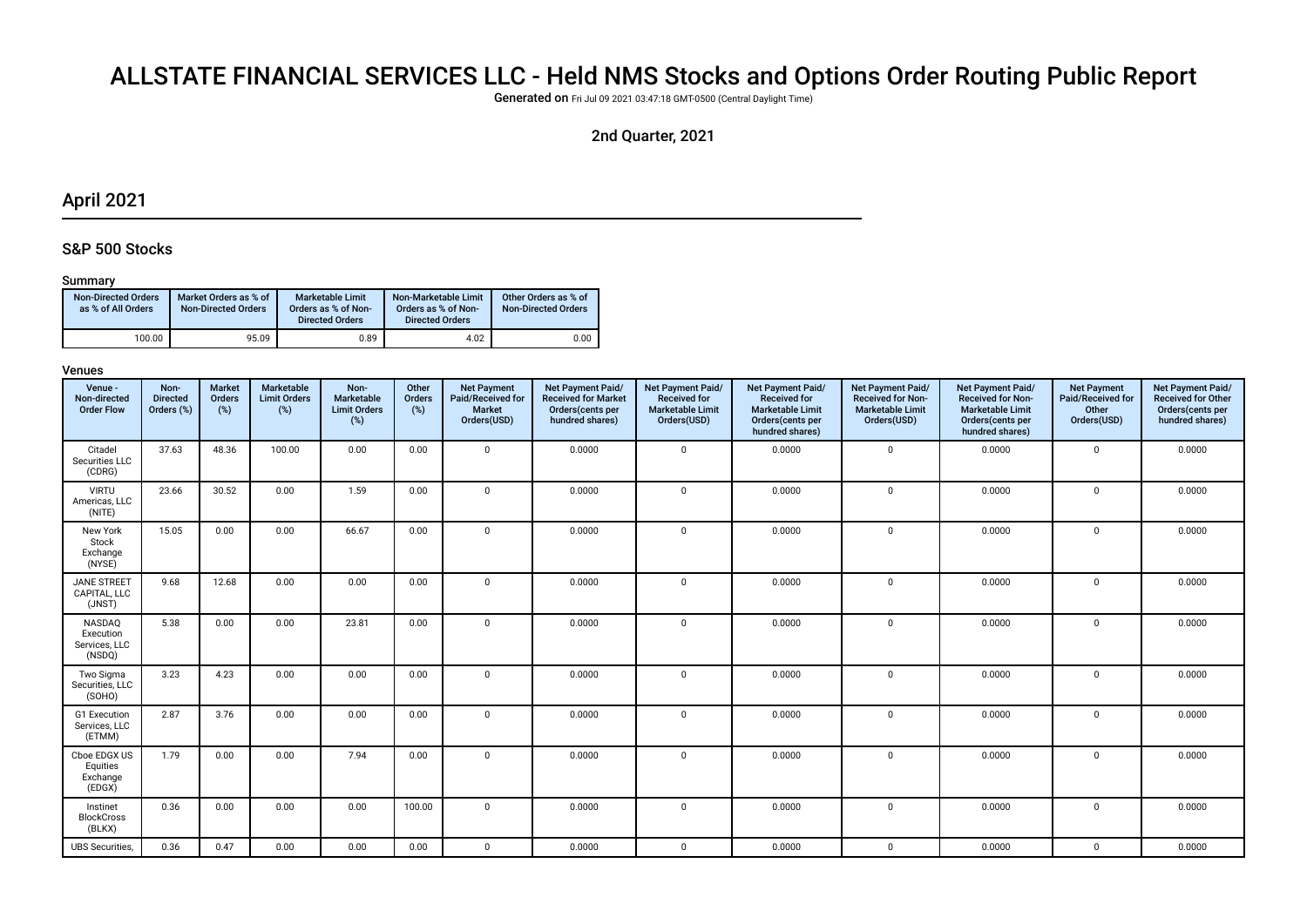# ALLSTATE FINANCIAL SERVICES LLC - Held NMS Stocks and Options Order Routing Public Report

Generated on Fri Jul 09 2021 03:47:18 GMT-0500 (Central Daylight Time)

2nd Quarter, 2021

## April 2021

### S&P 500 Stocks

#### Summary

| Non-Directed Orders as % of All Orders | Market Orders as % of Non-Directed Orders | Marketable Limit Orders as % of Non-Directed Orders | Non-Marketable Limit Orders as % of Non-Directed Orders | Other Orders as % of Non-Directed Orders |
|---|---|---|---|---|
| 100.00 | 95.09 | 0.89 | 4.02 | 0.00 |

#### Venues

| Venue - Non-directed Order Flow | Non-Directed Orders (%) | Market Orders (%) | Marketable Limit Orders (%) | Non-Marketable Limit Orders (%) | Other Orders (%) | Net Payment Paid/Received for Market Orders(USD) | Net Payment Paid/Received for Market Orders(cents per hundred shares) | Net Payment Paid/Received for Marketable Limit Orders(USD) | Net Payment Paid/Received for Marketable Limit Orders(cents per hundred shares) | Net Payment Paid/Received for Non-Marketable Limit Orders(USD) | Net Payment Paid/Received for Non-Marketable Limit Orders(cents per hundred shares) | Net Payment Paid/Received for Other Orders(USD) | Net Payment Paid/Received for Other Orders(cents per hundred shares) |
|---|---|---|---|---|---|---|---|---|---|---|---|---|---|
| Citadel Securities LLC (CDRG) | 37.63 | 48.36 | 100.00 | 0.00 | 0.00 | 0 | 0.0000 | 0 | 0.0000 | 0 | 0.0000 | 0 | 0.0000 |
| VIRTU Americas, LLC (NITE) | 23.66 | 30.52 | 0.00 | 1.59 | 0.00 | 0 | 0.0000 | 0 | 0.0000 | 0 | 0.0000 | 0 | 0.0000 |
| New York Stock Exchange (NYSE) | 15.05 | 0.00 | 0.00 | 66.67 | 0.00 | 0 | 0.0000 | 0 | 0.0000 | 0 | 0.0000 | 0 | 0.0000 |
| JANE STREET CAPITAL, LLC (JNST) | 9.68 | 12.68 | 0.00 | 0.00 | 0.00 | 0 | 0.0000 | 0 | 0.0000 | 0 | 0.0000 | 0 | 0.0000 |
| NASDAQ Execution Services, LLC (NSDQ) | 5.38 | 0.00 | 0.00 | 23.81 | 0.00 | 0 | 0.0000 | 0 | 0.0000 | 0 | 0.0000 | 0 | 0.0000 |
| Two Sigma Securities, LLC (SOHO) | 3.23 | 4.23 | 0.00 | 0.00 | 0.00 | 0 | 0.0000 | 0 | 0.0000 | 0 | 0.0000 | 0 | 0.0000 |
| G1 Execution Services, LLC (ETMM) | 2.87 | 3.76 | 0.00 | 0.00 | 0.00 | 0 | 0.0000 | 0 | 0.0000 | 0 | 0.0000 | 0 | 0.0000 |
| Cboe EDGX US Equities Exchange (EDGX) | 1.79 | 0.00 | 0.00 | 7.94 | 0.00 | 0 | 0.0000 | 0 | 0.0000 | 0 | 0.0000 | 0 | 0.0000 |
| Instinet BlockCross (BLKX) | 0.36 | 0.00 | 0.00 | 0.00 | 100.00 | 0 | 0.0000 | 0 | 0.0000 | 0 | 0.0000 | 0 | 0.0000 |
| UBS Securities, | 0.36 | 0.47 | 0.00 | 0.00 | 0.00 | 0 | 0.0000 | 0 | 0.0000 | 0 | 0.0000 | 0 | 0.0000 |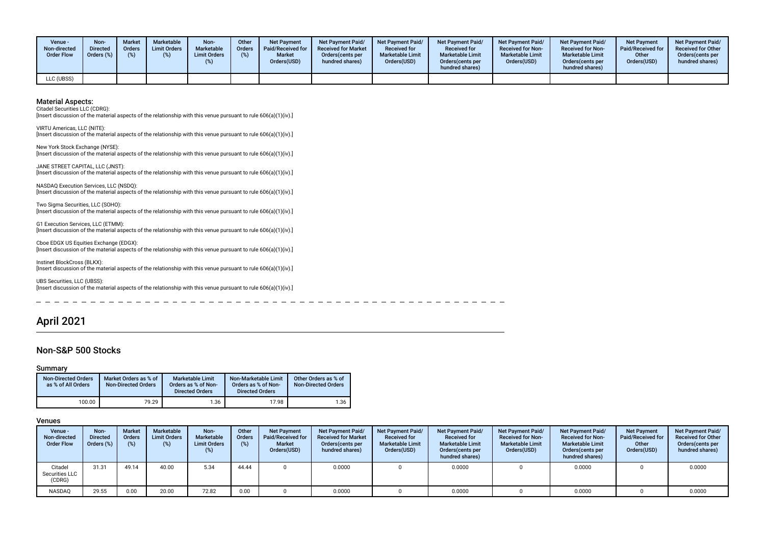| Venue - Non-directed Order Flow | Non-Directed Orders (%) | Market Orders (%) | Marketable Limit Orders (%) | Non-Marketable Limit Orders (%) | Other Orders (%) | Net Payment Paid/Received for Market Orders(USD) | Net Payment Paid/ Received for Market Orders(cents per hundred shares) | Net Payment Paid/ Received for Marketable Limit Orders(USD) | Net Payment Paid/ Received for Marketable Limit Orders(cents per hundred shares) | Net Payment Paid/ Received for Non-Marketable Limit Orders(USD) | Net Payment Paid/ Received for Non-Marketable Limit Orders(cents per hundred shares) | Net Payment Paid/Received for Other Orders(USD) | Net Payment Paid/ Received for Other Orders(cents per hundred shares) |
|---|---|---|---|---|---|---|---|---|---|---|---|---|---|
| LLC (UBSS) | | | | | | | | | | | | | |

### Material Aspects:

Citadel Securities LLC (CDRG):
[Insert discussion of the material aspects of the relationship with this venue pursuant to rule 606(a)(1)(iv).]

VIRTU Americas, LLC (NITE):
[Insert discussion of the material aspects of the relationship with this venue pursuant to rule 606(a)(1)(iv).]

New York Stock Exchange (NYSE):
[Insert discussion of the material aspects of the relationship with this venue pursuant to rule 606(a)(1)(iv).]

JANE STREET CAPITAL, LLC (JNST):
[Insert discussion of the material aspects of the relationship with this venue pursuant to rule 606(a)(1)(iv).]

NASDAQ Execution Services, LLC (NSDQ):
[Insert discussion of the material aspects of the relationship with this venue pursuant to rule 606(a)(1)(iv).]

Two Sigma Securities, LLC (SOHO):
[Insert discussion of the material aspects of the relationship with this venue pursuant to rule 606(a)(1)(iv).]

G1 Execution Services, LLC (ETMM):
[Insert discussion of the material aspects of the relationship with this venue pursuant to rule 606(a)(1)(iv).]

Cboe EDGX US Equities Exchange (EDGX):
[Insert discussion of the material aspects of the relationship with this venue pursuant to rule 606(a)(1)(iv).]

Instinet BlockCross (BLKX):
[Insert discussion of the material aspects of the relationship with this venue pursuant to rule 606(a)(1)(iv).]

UBS Securities, LLC (UBSS):
[Insert discussion of the material aspects of the relationship with this venue pursuant to rule 606(a)(1)(iv).]

# April 2021

## Non-S&P 500 Stocks

### Summary

| Non-Directed Orders as % of All Orders | Market Orders as % of Non-Directed Orders | Marketable Limit Orders as % of Non-Directed Orders | Non-Marketable Limit Orders as % of Non-Directed Orders | Other Orders as % of Non-Directed Orders |
|---|---|---|---|---|
| 100.00 | 79.29 | 1.36 | 17.98 | 1.36 |

### Venues

| Venue - Non-directed Order Flow | Non-Directed Orders (%) | Market Orders (%) | Marketable Limit Orders (%) | Non-Marketable Limit Orders (%) | Other Orders (%) | Net Payment Paid/Received for Market Orders(USD) | Net Payment Paid/ Received for Market Orders(cents per hundred shares) | Net Payment Paid/ Received for Marketable Limit Orders(USD) | Net Payment Paid/ Received for Marketable Limit Orders(cents per hundred shares) | Net Payment Paid/ Received for Non-Marketable Limit Orders(USD) | Net Payment Paid/ Received for Non-Marketable Limit Orders(cents per hundred shares) | Net Payment Paid/Received for Other Orders(USD) | Net Payment Paid/ Received for Other Orders(cents per hundred shares) |
|---|---|---|---|---|---|---|---|---|---|---|---|---|---|
| Citadel Securities LLC (CDRG) | 31.31 | 49.14 | 40.00 | 5.34 | 44.44 | 0 | 0.0000 | 0 | 0.0000 | 0 | 0.0000 | 0 | 0.0000 |
| NASDAQ | 29.55 | 0.00 | 20.00 | 72.82 | 0.00 | 0 | 0.0000 | 0 | 0.0000 | 0 | 0.0000 | 0 | 0.0000 |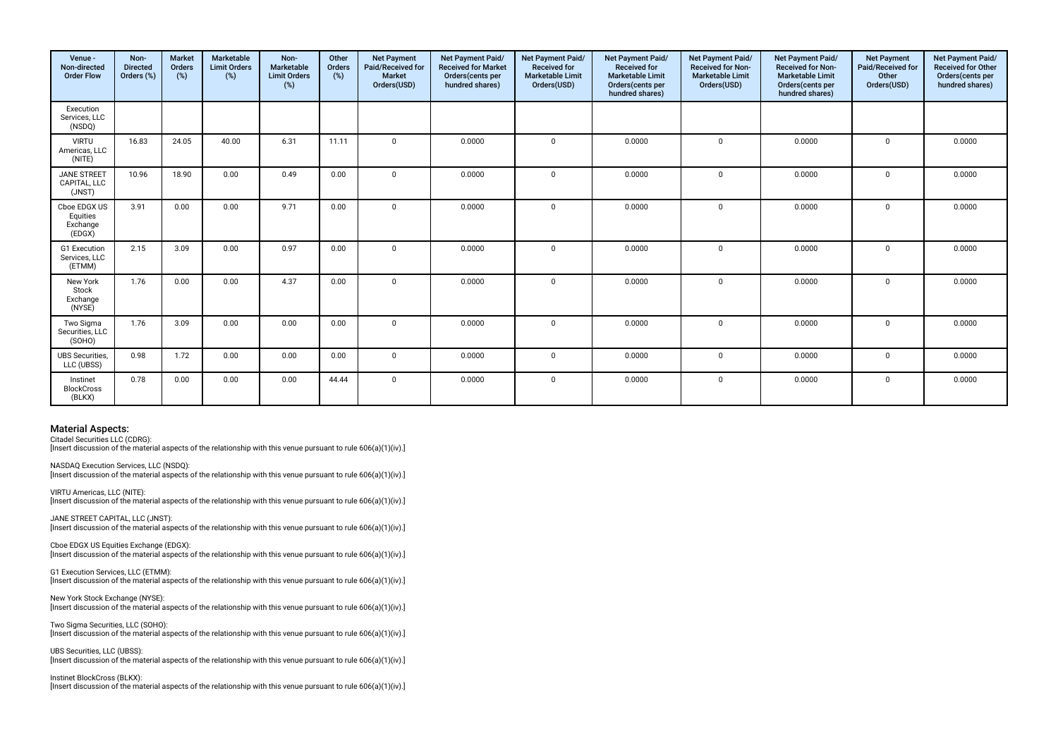| Venue - Non-directed Order Flow | Non-Directed Orders (%) | Market Orders (%) | Marketable Limit Orders (%) | Non-Marketable Limit Orders (%) | Other Orders (%) | Net Payment Paid/Received for Market Orders(USD) | Net Payment Paid/ Received for Market Orders(cents per hundred shares) | Net Payment Paid/ Received for Marketable Limit Orders(USD) | Net Payment Paid/ Received for Marketable Limit Orders(cents per hundred shares) | Net Payment Paid/ Received for Non-Marketable Limit Orders(USD) | Net Payment Paid/ Received for Non-Marketable Limit Orders(cents per hundred shares) | Net Payment Paid/Received for Other Orders(USD) | Net Payment Paid/ Received for Other Orders(cents per hundred shares) |
|---|---|---|---|---|---|---|---|---|---|---|---|---|---|
| Execution Services, LLC (NSDQ) | | | | | | | | | | | | | |
| VIRTU Americas, LLC (NITE) | 16.83 | 24.05 | 40.00 | 6.31 | 11.11 | 0 | 0.0000 | 0 | 0.0000 | 0 | 0.0000 | 0 | 0.0000 |
| JANE STREET CAPITAL, LLC (JNST) | 10.96 | 18.90 | 0.00 | 0.49 | 0.00 | 0 | 0.0000 | 0 | 0.0000 | 0 | 0.0000 | 0 | 0.0000 |
| Cboe EDGX US Equities Exchange (EDGX) | 3.91 | 0.00 | 0.00 | 9.71 | 0.00 | 0 | 0.0000 | 0 | 0.0000 | 0 | 0.0000 | 0 | 0.0000 |
| G1 Execution Services, LLC (ETMM) | 2.15 | 3.09 | 0.00 | 0.97 | 0.00 | 0 | 0.0000 | 0 | 0.0000 | 0 | 0.0000 | 0 | 0.0000 |
| New York Stock Exchange (NYSE) | 1.76 | 0.00 | 0.00 | 4.37 | 0.00 | 0 | 0.0000 | 0 | 0.0000 | 0 | 0.0000 | 0 | 0.0000 |
| Two Sigma Securities, LLC (SOHO) | 1.76 | 3.09 | 0.00 | 0.00 | 0.00 | 0 | 0.0000 | 0 | 0.0000 | 0 | 0.0000 | 0 | 0.0000 |
| UBS Securities, LLC (UBSS) | 0.98 | 1.72 | 0.00 | 0.00 | 0.00 | 0 | 0.0000 | 0 | 0.0000 | 0 | 0.0000 | 0 | 0.0000 |
| Instinet BlockCross (BLKX) | 0.78 | 0.00 | 0.00 | 0.00 | 44.44 | 0 | 0.0000 | 0 | 0.0000 | 0 | 0.0000 | 0 | 0.0000 |

## Material Aspects:

Citadel Securities LLC (CDRG):
[Insert discussion of the material aspects of the relationship with this venue pursuant to rule 606(a)(1)(iv).]

NASDAQ Execution Services, LLC (NSDQ):
[Insert discussion of the material aspects of the relationship with this venue pursuant to rule 606(a)(1)(iv).]

VIRTU Americas, LLC (NITE):
[Insert discussion of the material aspects of the relationship with this venue pursuant to rule 606(a)(1)(iv).]

JANE STREET CAPITAL, LLC (JNST):
[Insert discussion of the material aspects of the relationship with this venue pursuant to rule 606(a)(1)(iv).]

Cboe EDGX US Equities Exchange (EDGX):
[Insert discussion of the material aspects of the relationship with this venue pursuant to rule 606(a)(1)(iv).]

G1 Execution Services, LLC (ETMM):
[Insert discussion of the material aspects of the relationship with this venue pursuant to rule 606(a)(1)(iv).]

New York Stock Exchange (NYSE):
[Insert discussion of the material aspects of the relationship with this venue pursuant to rule 606(a)(1)(iv).]

Two Sigma Securities, LLC (SOHO):
[Insert discussion of the material aspects of the relationship with this venue pursuant to rule 606(a)(1)(iv).]

UBS Securities, LLC (UBSS):
[Insert discussion of the material aspects of the relationship with this venue pursuant to rule 606(a)(1)(iv).]

Instinet BlockCross (BLKX):
[Insert discussion of the material aspects of the relationship with this venue pursuant to rule 606(a)(1)(iv).]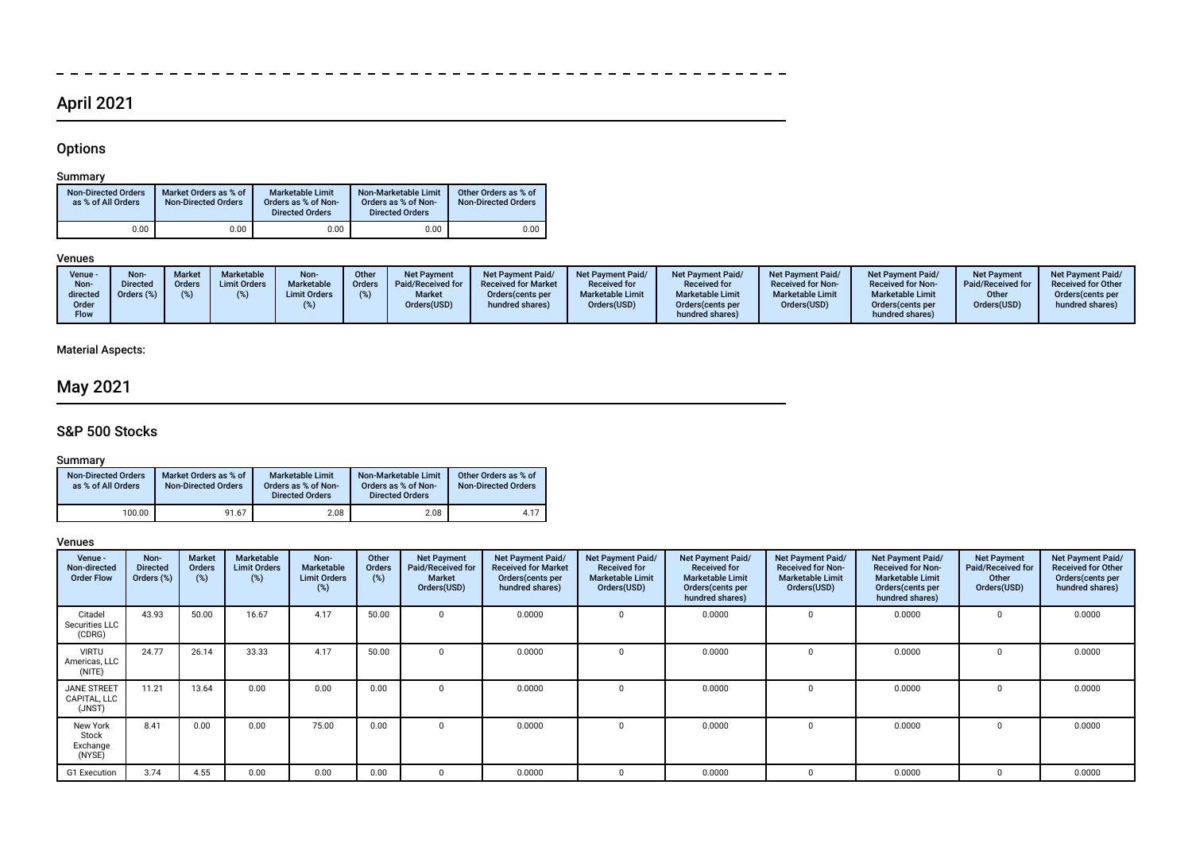## April 2021

### Options

#### Summary

| Non-Directed Orders as % of All Orders | Market Orders as % of Non-Directed Orders | Marketable Limit Orders as % of Non-Directed Orders | Non-Marketable Limit Orders as % of Non-Directed Orders | Other Orders as % of Non-Directed Orders |
|---|---|---|---|---|
| 0.00 | 0.00 | 0.00 | 0.00 | 0.00 |

#### Venues

| Venue - Non-directed Order Flow | Non-Directed Orders (%) | Market Orders (%) | Marketable Limit Orders (%) | Non-Marketable Limit Orders (%) | Other Orders (%) | Net Payment Paid/Received for Market Orders(USD) | Net Payment Paid/ Received for Market Orders(cents per hundred shares) | Net Payment Paid/ Received for Marketable Limit Orders(USD) | Net Payment Paid/ Received for Marketable Limit Orders(cents per hundred shares) | Net Payment Paid/ Received for Non-Marketable Limit Orders(USD) | Net Payment Paid/ Received for Non-Marketable Limit Orders(cents per hundred shares) | Net Payment Paid/Received for Other Orders(USD) | Net Payment Paid/ Received for Other Orders(cents per hundred shares) |
|---|---|---|---|---|---|---|---|---|---|---|---|---|---|

Material Aspects:

## May 2021

### S&P 500 Stocks

#### Summary

| Non-Directed Orders as % of All Orders | Market Orders as % of Non-Directed Orders | Marketable Limit Orders as % of Non-Directed Orders | Non-Marketable Limit Orders as % of Non-Directed Orders | Other Orders as % of Non-Directed Orders |
|---|---|---|---|---|
| 100.00 | 91.67 | 2.08 | 2.08 | 4.17 |

#### Venues

| Venue - Non-directed Order Flow | Non-Directed Orders (%) | Market Orders (%) | Marketable Limit Orders (%) | Non-Marketable Limit Orders (%) | Other Orders (%) | Net Payment Paid/Received for Market Orders(USD) | Net Payment Paid/ Received for Market Orders(cents per hundred shares) | Net Payment Paid/ Received for Marketable Limit Orders(USD) | Net Payment Paid/ Received for Marketable Limit Orders(cents per hundred shares) | Net Payment Paid/ Received for Non-Marketable Limit Orders(USD) | Net Payment Paid/ Received for Non-Marketable Limit Orders(cents per hundred shares) | Net Payment Paid/Received for Other Orders(USD) | Net Payment Paid/ Received for Other Orders(cents per hundred shares) |
|---|---|---|---|---|---|---|---|---|---|---|---|---|---|
| Citadel Securities LLC (CDRG) | 43.93 | 50.00 | 16.67 | 4.17 | 50.00 | 0 | 0.0000 | 0 | 0.0000 | 0 | 0.0000 | 0 | 0.0000 |
| VIRTU Americas, LLC (NITE) | 24.77 | 26.14 | 33.33 | 4.17 | 50.00 | 0 | 0.0000 | 0 | 0.0000 | 0 | 0.0000 | 0 | 0.0000 |
| JANE STREET CAPITAL, LLC (JNST) | 11.21 | 13.64 | 0.00 | 0.00 | 0.00 | 0 | 0.0000 | 0 | 0.0000 | 0 | 0.0000 | 0 | 0.0000 |
| New York Stock Exchange (NYSE) | 8.41 | 0.00 | 0.00 | 75.00 | 0.00 | 0 | 0.0000 | 0 | 0.0000 | 0 | 0.0000 | 0 | 0.0000 |
| G1 Execution | 3.74 | 4.55 | 0.00 | 0.00 | 0.00 | 0 | 0.0000 | 0 | 0.0000 | 0 | 0.0000 | 0 | 0.0000 |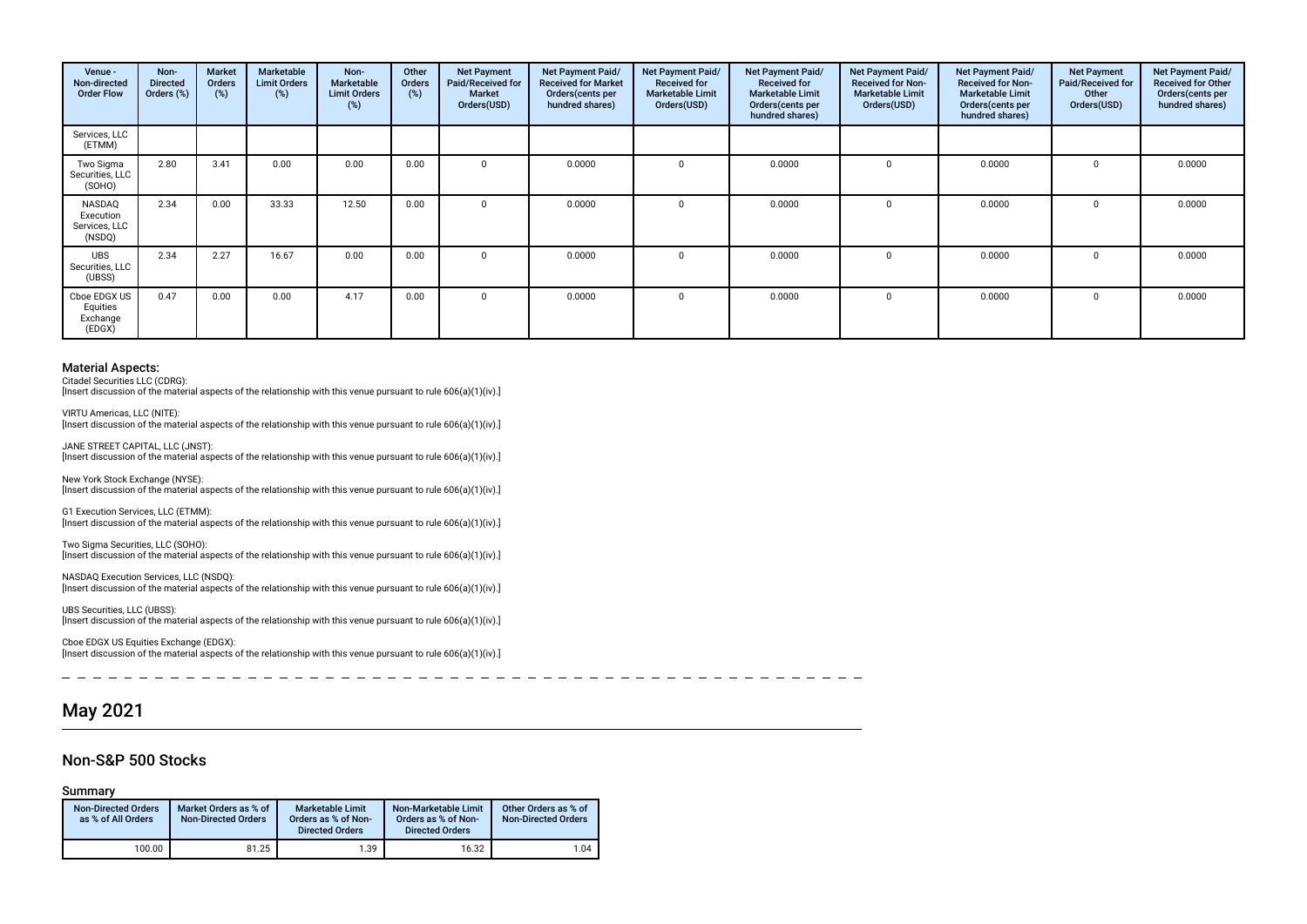| Venue - Non-directed Order Flow | Non-Directed Orders (%) | Market Orders (%) | Marketable Limit Orders (%) | Non-Marketable Limit Orders (%) | Other Orders (%) | Net Payment Paid/Received for Market Orders(USD) | Net Payment Paid/ Received for Market Orders(cents per hundred shares) | Net Payment Paid/ Received for Marketable Limit Orders(USD) | Net Payment Paid/ Received for Marketable Limit Orders(cents per hundred shares) | Net Payment Paid/ Received for Non-Marketable Limit Orders(USD) | Net Payment Paid/ Received for Non-Marketable Limit Orders(cents per hundred shares) | Net Payment Paid/Received for Other Orders(USD) | Net Payment Paid/ Received for Other Orders(cents per hundred shares) |
|---|---|---|---|---|---|---|---|---|---|---|---|---|---|
| Services, LLC (ETMM) | | | | | | | | | | | | | |
| Two Sigma Securities, LLC (SOHO) | 2.80 | 3.41 | 0.00 | 0.00 | 0.00 | 0 | 0.0000 | 0 | 0.0000 | 0 | 0.0000 | 0 | 0.0000 |
| NASDAQ Execution Services, LLC (NSDQ) | 2.34 | 0.00 | 33.33 | 12.50 | 0.00 | 0 | 0.0000 | 0 | 0.0000 | 0 | 0.0000 | 0 | 0.0000 |
| UBS Securities, LLC (UBSS) | 2.34 | 2.27 | 16.67 | 0.00 | 0.00 | 0 | 0.0000 | 0 | 0.0000 | 0 | 0.0000 | 0 | 0.0000 |
| Cboe EDGX US Equities Exchange (EDGX) | 0.47 | 0.00 | 0.00 | 4.17 | 0.00 | 0 | 0.0000 | 0 | 0.0000 | 0 | 0.0000 | 0 | 0.0000 |

### Material Aspects:

Citadel Securities LLC (CDRG):
[Insert discussion of the material aspects of the relationship with this venue pursuant to rule 606(a)(1)(iv).]

VIRTU Americas, LLC (NITE):
[Insert discussion of the material aspects of the relationship with this venue pursuant to rule 606(a)(1)(iv).]

JANE STREET CAPITAL, LLC (JNST):
[Insert discussion of the material aspects of the relationship with this venue pursuant to rule 606(a)(1)(iv).]

New York Stock Exchange (NYSE):
[Insert discussion of the material aspects of the relationship with this venue pursuant to rule 606(a)(1)(iv).]

G1 Execution Services, LLC (ETMM):
[Insert discussion of the material aspects of the relationship with this venue pursuant to rule 606(a)(1)(iv).]

Two Sigma Securities, LLC (SOHO):
[Insert discussion of the material aspects of the relationship with this venue pursuant to rule 606(a)(1)(iv).]

NASDAQ Execution Services, LLC (NSDQ):
[Insert discussion of the material aspects of the relationship with this venue pursuant to rule 606(a)(1)(iv).]

UBS Securities, LLC (UBSS):
[Insert discussion of the material aspects of the relationship with this venue pursuant to rule 606(a)(1)(iv).]

Cboe EDGX US Equities Exchange (EDGX):
[Insert discussion of the material aspects of the relationship with this venue pursuant to rule 606(a)(1)(iv).]

# May 2021

## Non-S&P 500 Stocks

### Summary

| Non-Directed Orders as % of All Orders | Market Orders as % of Non-Directed Orders | Marketable Limit Orders as % of Non-Directed Orders | Non-Marketable Limit Orders as % of Non-Directed Orders | Other Orders as % of Non-Directed Orders |
|---|---|---|---|---|
| 100.00 | 81.25 | 1.39 | 16.32 | 1.04 |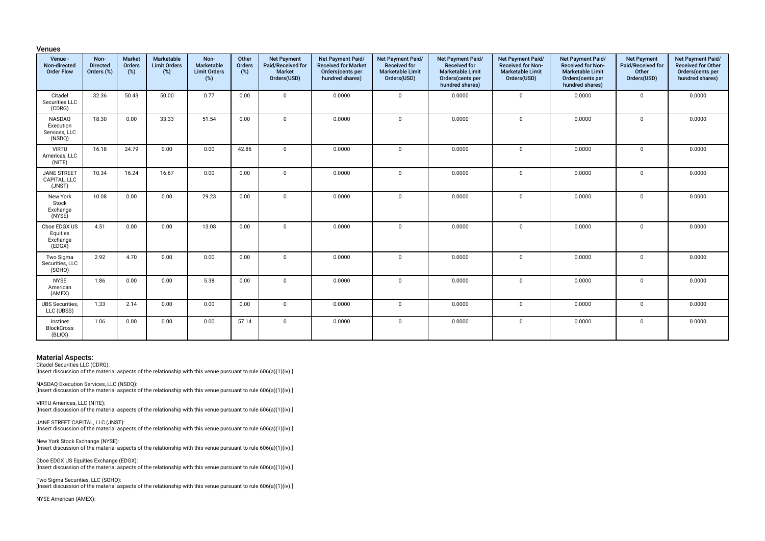### Venues

| Venue - Non-directed Order Flow | Non-Directed Orders (%) | Market Orders (%) | Marketable Limit Orders (%) | Non-Marketable Limit Orders (%) | Other Orders (%) | Net Payment Paid/Received for Market Orders(USD) | Net Payment Paid/ Received for Market Orders(cents per hundred shares) | Net Payment Paid/ Received for Marketable Limit Orders(USD) | Net Payment Paid/ Received for Marketable Limit Orders(cents per hundred shares) | Net Payment Paid/ Received for Non-Marketable Limit Orders(USD) | Net Payment Paid/ Received for Non-Marketable Limit Orders(cents per hundred shares) | Net Payment Paid/Received for Other Orders(USD) | Net Payment Paid/ Received for Other Orders(cents per hundred shares) |
|---|---|---|---|---|---|---|---|---|---|---|---|---|---|
| Citadel Securities LLC (CDRG) | 32.36 | 50.43 | 50.00 | 0.77 | 0.00 | 0 | 0.0000 | 0 | 0.0000 | 0 | 0.0000 | 0 | 0.0000 |
| NASDAQ Execution Services, LLC (NSDQ) | 18.30 | 0.00 | 33.33 | 51.54 | 0.00 | 0 | 0.0000 | 0 | 0.0000 | 0 | 0.0000 | 0 | 0.0000 |
| VIRTU Americas, LLC (NITE) | 16.18 | 24.79 | 0.00 | 0.00 | 42.86 | 0 | 0.0000 | 0 | 0.0000 | 0 | 0.0000 | 0 | 0.0000 |
| JANE STREET CAPITAL, LLC (JNST) | 10.34 | 16.24 | 16.67 | 0.00 | 0.00 | 0 | 0.0000 | 0 | 0.0000 | 0 | 0.0000 | 0 | 0.0000 |
| New York Stock Exchange (NYSE) | 10.08 | 0.00 | 0.00 | 29.23 | 0.00 | 0 | 0.0000 | 0 | 0.0000 | 0 | 0.0000 | 0 | 0.0000 |
| Cboe EDGX US Equities Exchange (EDGX) | 4.51 | 0.00 | 0.00 | 13.08 | 0.00 | 0 | 0.0000 | 0 | 0.0000 | 0 | 0.0000 | 0 | 0.0000 |
| Two Sigma Securities, LLC (SOHO) | 2.92 | 4.70 | 0.00 | 0.00 | 0.00 | 0 | 0.0000 | 0 | 0.0000 | 0 | 0.0000 | 0 | 0.0000 |
| NYSE American (AMEX) | 1.86 | 0.00 | 0.00 | 5.38 | 0.00 | 0 | 0.0000 | 0 | 0.0000 | 0 | 0.0000 | 0 | 0.0000 |
| UBS Securities, LLC (UBSS) | 1.33 | 2.14 | 0.00 | 0.00 | 0.00 | 0 | 0.0000 | 0 | 0.0000 | 0 | 0.0000 | 0 | 0.0000 |
| Instinet BlockCross (BLKX) | 1.06 | 0.00 | 0.00 | 0.00 | 57.14 | 0 | 0.0000 | 0 | 0.0000 | 0 | 0.0000 | 0 | 0.0000 |

### Material Aspects:

Citadel Securities LLC (CDRG):
[Insert discussion of the material aspects of the relationship with this venue pursuant to rule 606(a)(1)(iv).]

NASDAQ Execution Services, LLC (NSDQ):
[Insert discussion of the material aspects of the relationship with this venue pursuant to rule 606(a)(1)(iv).]

VIRTU Americas, LLC (NITE):
[Insert discussion of the material aspects of the relationship with this venue pursuant to rule 606(a)(1)(iv).]

JANE STREET CAPITAL, LLC (JNST):
[Insert discussion of the material aspects of the relationship with this venue pursuant to rule 606(a)(1)(iv).]

New York Stock Exchange (NYSE):
[Insert discussion of the material aspects of the relationship with this venue pursuant to rule 606(a)(1)(iv).]

Cboe EDGX US Equities Exchange (EDGX):
[Insert discussion of the material aspects of the relationship with this venue pursuant to rule 606(a)(1)(iv).]

Two Sigma Securities, LLC (SOHO):
[Insert discussion of the material aspects of the relationship with this venue pursuant to rule 606(a)(1)(iv).]

NYSE American (AMEX):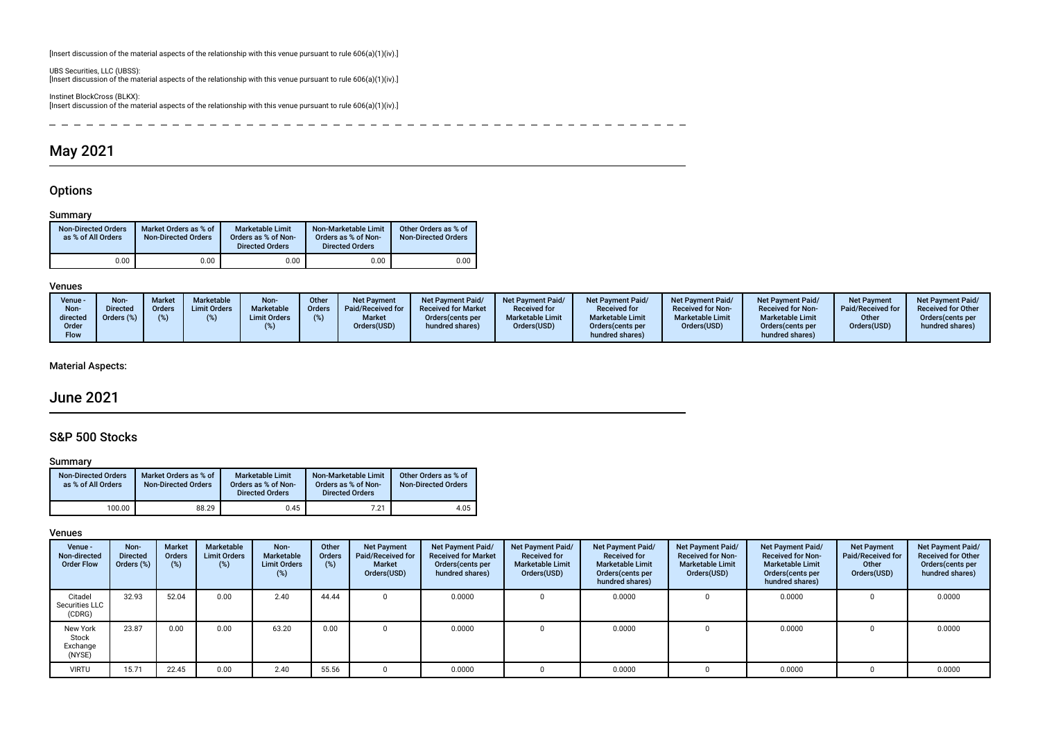[Insert discussion of the material aspects of the relationship with this venue pursuant to rule 606(a)(1)(iv).]

UBS Securities, LLC (UBSS):
[Insert discussion of the material aspects of the relationship with this venue pursuant to rule 606(a)(1)(iv).]

Instinet BlockCross (BLKX):
[Insert discussion of the material aspects of the relationship with this venue pursuant to rule 606(a)(1)(iv).]

# May 2021

## Options

### Summary

| Non-Directed Orders as % of All Orders | Market Orders as % of Non-Directed Orders | Marketable Limit Orders as % of Non-Directed Orders | Non-Marketable Limit Orders as % of Non-Directed Orders | Other Orders as % of Non-Directed Orders |
|---|---|---|---|---|
| 0.00 | 0.00 | 0.00 | 0.00 | 0.00 |

### Venues

| Venue - Non-directed Order Flow | Non-Directed Orders (%) | Market Orders (%) | Marketable Limit Orders (%) | Non-Marketable Limit Orders (%) | Other Orders (%) | Net Payment Paid/Received for Market Orders(USD) | Net Payment Paid/Received for Market Orders(cents per hundred shares) | Net Payment Paid/Received for Marketable Limit Orders(USD) | Net Payment Paid/Received for Marketable Limit Orders(cents per hundred shares) | Net Payment Paid/Received for Non-Marketable Limit Orders(USD) | Net Payment Paid/Received for Non-Marketable Limit Orders(cents per hundred shares) | Net Payment Paid/Received for Other Orders(USD) | Net Payment Paid/Received for Other Orders(cents per hundred shares) |
|---|---|---|---|---|---|---|---|---|---|---|---|---|---|

### Material Aspects:

# June 2021

## S&P 500 Stocks

### Summary

| Non-Directed Orders as % of All Orders | Market Orders as % of Non-Directed Orders | Marketable Limit Orders as % of Non-Directed Orders | Non-Marketable Limit Orders as % of Non-Directed Orders | Other Orders as % of Non-Directed Orders |
|---|---|---|---|---|
| 100.00 | 88.29 | 0.45 | 7.21 | 4.05 |

### Venues

| Venue - Non-directed Order Flow | Non-Directed Orders (%) | Market Orders (%) | Marketable Limit Orders (%) | Non-Marketable Limit Orders (%) | Other Orders (%) | Net Payment Paid/Received for Market Orders(USD) | Net Payment Paid/Received for Market Orders(cents per hundred shares) | Net Payment Paid/Received for Marketable Limit Orders(USD) | Net Payment Paid/Received for Marketable Limit Orders(cents per hundred shares) | Net Payment Paid/Received for Non-Marketable Limit Orders(USD) | Net Payment Paid/Received for Non-Marketable Limit Orders(cents per hundred shares) | Net Payment Paid/Received for Other Orders(USD) | Net Payment Paid/Received for Other Orders(cents per hundred shares) |
|---|---|---|---|---|---|---|---|---|---|---|---|---|---|
| Citadel Securities LLC (CDRG) | 32.93 | 52.04 | 0.00 | 2.40 | 44.44 | 0 | 0.0000 | 0 | 0.0000 | 0 | 0.0000 | 0 | 0.0000 |
| New York Stock Exchange (NYSE) | 23.87 | 0.00 | 0.00 | 63.20 | 0.00 | 0 | 0.0000 | 0 | 0.0000 | 0 | 0.0000 | 0 | 0.0000 |
| VIRTU | 15.71 | 22.45 | 0.00 | 2.40 | 55.56 | 0 | 0.0000 | 0 | 0.0000 | 0 | 0.0000 | 0 | 0.0000 |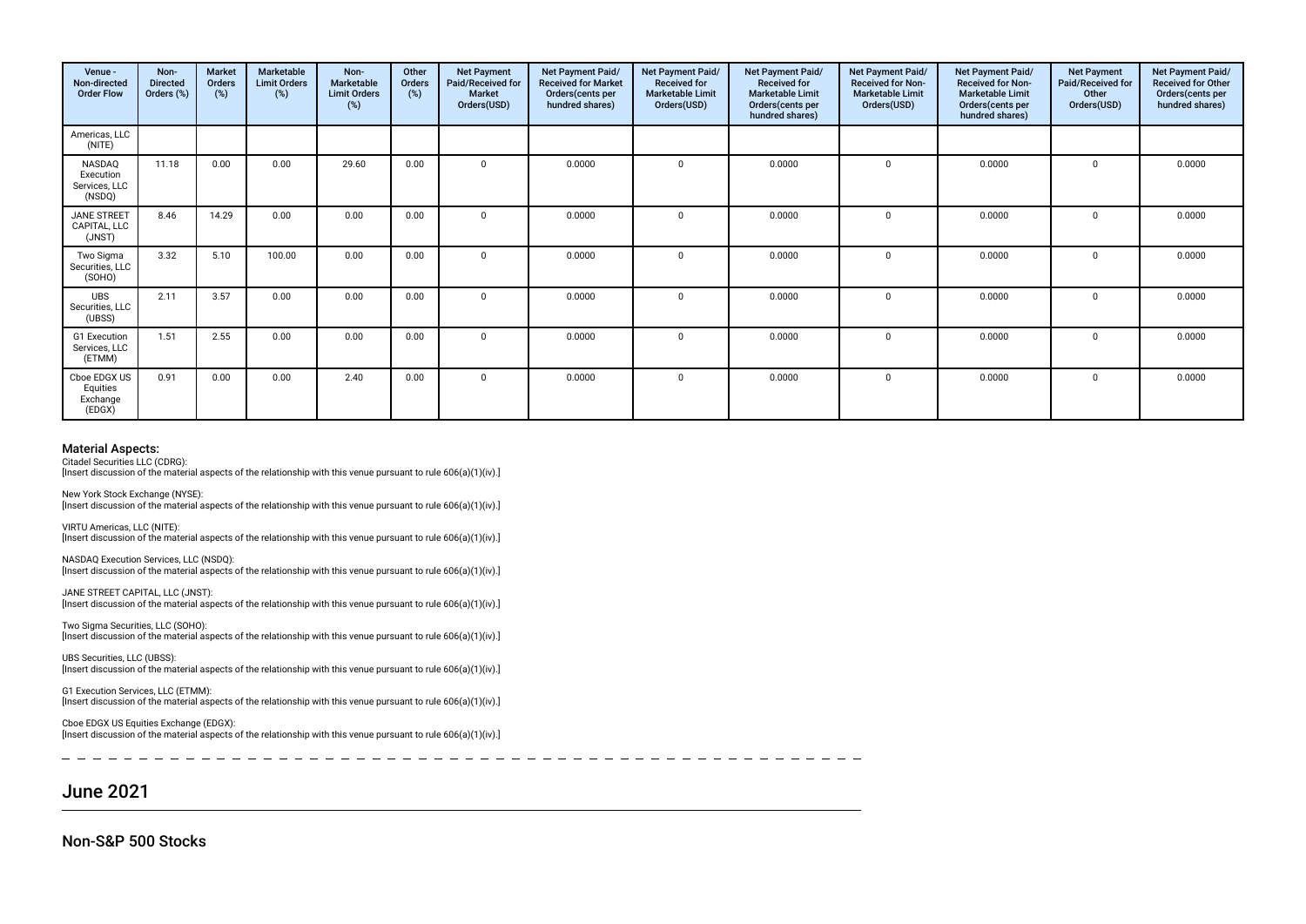| Venue - Non-directed Order Flow | Non-Directed Orders (%) | Market Orders (%) | Marketable Limit Orders (%) | Non-Marketable Limit Orders (%) | Other Orders (%) | Net Payment Paid/Received for Market Orders(USD) | Net Payment Paid/ Received for Market Orders(cents per hundred shares) | Net Payment Paid/ Received for Marketable Limit Orders(USD) | Net Payment Paid/ Received for Marketable Limit Orders(cents per hundred shares) | Net Payment Paid/ Received for Non-Marketable Limit Orders(USD) | Net Payment Paid/ Received for Non-Marketable Limit Orders(cents per hundred shares) | Net Payment Paid/Received for Other Orders(USD) | Net Payment Paid/ Received for Other Orders(cents per hundred shares) |
|---|---|---|---|---|---|---|---|---|---|---|---|---|---|
| Americas, LLC (NITE) | | | | | | | | | | | | | |
| NASDAQ Execution Services, LLC (NSDQ) | 11.18 | 0.00 | 0.00 | 29.60 | 0.00 | 0 | 0.0000 | 0 | 0.0000 | 0 | 0.0000 | 0 | 0.0000 |
| JANE STREET CAPITAL, LLC (JNST) | 8.46 | 14.29 | 0.00 | 0.00 | 0.00 | 0 | 0.0000 | 0 | 0.0000 | 0 | 0.0000 | 0 | 0.0000 |
| Two Sigma Securities, LLC (SOHO) | 3.32 | 5.10 | 100.00 | 0.00 | 0.00 | 0 | 0.0000 | 0 | 0.0000 | 0 | 0.0000 | 0 | 0.0000 |
| UBS Securities, LLC (UBSS) | 2.11 | 3.57 | 0.00 | 0.00 | 0.00 | 0 | 0.0000 | 0 | 0.0000 | 0 | 0.0000 | 0 | 0.0000 |
| G1 Execution Services, LLC (ETMM) | 1.51 | 2.55 | 0.00 | 0.00 | 0.00 | 0 | 0.0000 | 0 | 0.0000 | 0 | 0.0000 | 0 | 0.0000 |
| Cboe EDGX US Equities Exchange (EDGX) | 0.91 | 0.00 | 0.00 | 2.40 | 0.00 | 0 | 0.0000 | 0 | 0.0000 | 0 | 0.0000 | 0 | 0.0000 |

### Material Aspects:

Citadel Securities LLC (CDRG):
[Insert discussion of the material aspects of the relationship with this venue pursuant to rule 606(a)(1)(iv).]

New York Stock Exchange (NYSE):
[Insert discussion of the material aspects of the relationship with this venue pursuant to rule 606(a)(1)(iv).]

VIRTU Americas, LLC (NITE):
[Insert discussion of the material aspects of the relationship with this venue pursuant to rule 606(a)(1)(iv).]

NASDAQ Execution Services, LLC (NSDQ):
[Insert discussion of the material aspects of the relationship with this venue pursuant to rule 606(a)(1)(iv).]

JANE STREET CAPITAL, LLC (JNST):
[Insert discussion of the material aspects of the relationship with this venue pursuant to rule 606(a)(1)(iv).]

Two Sigma Securities, LLC (SOHO):
[Insert discussion of the material aspects of the relationship with this venue pursuant to rule 606(a)(1)(iv).]

UBS Securities, LLC (UBSS):
[Insert discussion of the material aspects of the relationship with this venue pursuant to rule 606(a)(1)(iv).]

G1 Execution Services, LLC (ETMM):
[Insert discussion of the material aspects of the relationship with this venue pursuant to rule 606(a)(1)(iv).]

Cboe EDGX US Equities Exchange (EDGX):
[Insert discussion of the material aspects of the relationship with this venue pursuant to rule 606(a)(1)(iv).]

## June 2021

### Non-S&P 500 Stocks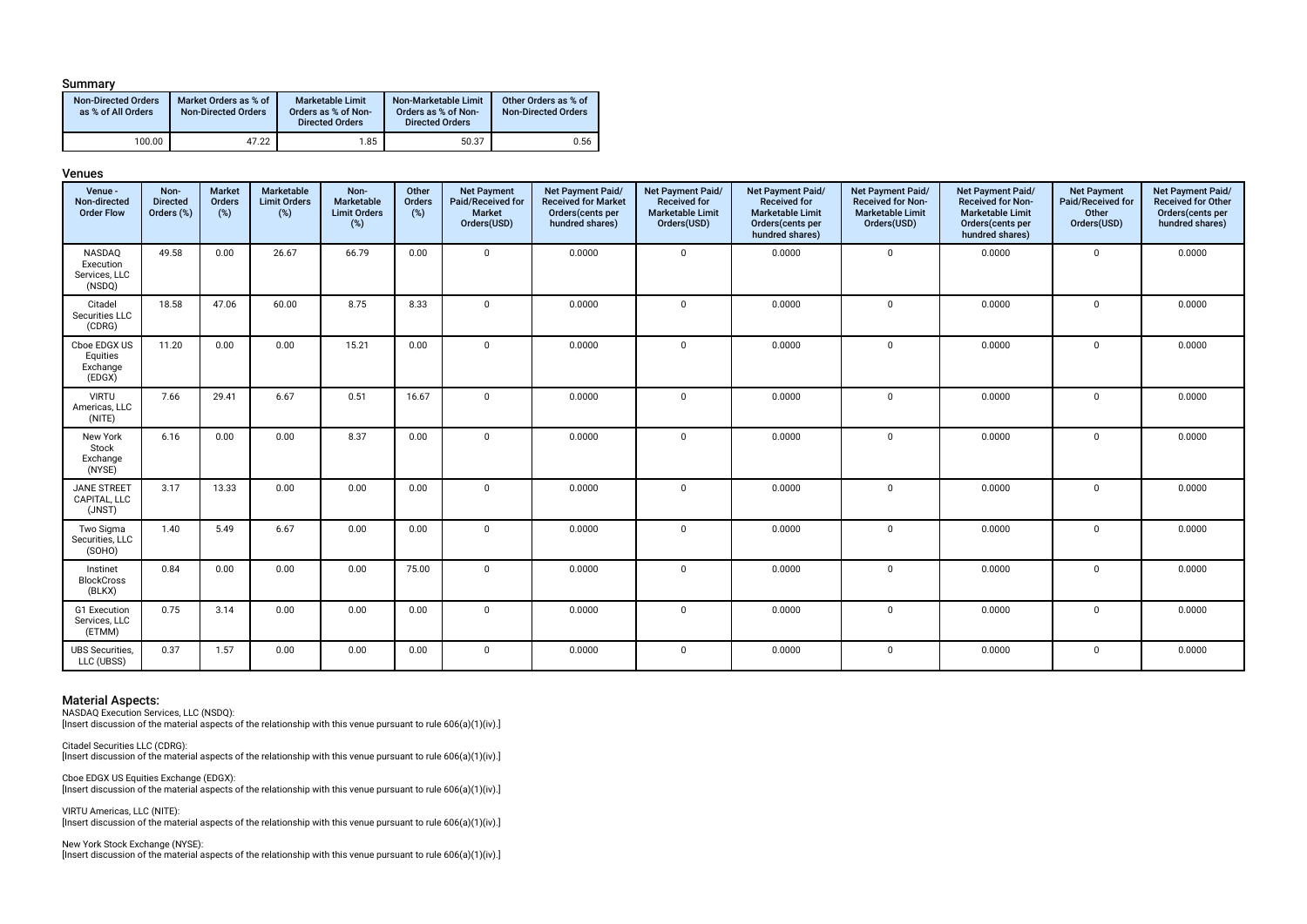### Summary

| Non-Directed Orders as % of All Orders | Market Orders as % of Non-Directed Orders | Marketable Limit Orders as % of Non-Directed Orders | Non-Marketable Limit Orders as % of Non-Directed Orders | Other Orders as % of Non-Directed Orders |
|---|---|---|---|---|
| 100.00 | 47.22 | 1.85 | 50.37 | 0.56 |

### Venues

| Venue - Non-directed Order Flow | Non-Directed Orders (%) | Market Orders (%) | Marketable Limit Orders (%) | Non-Marketable Limit Orders (%) | Other Orders (%) | Net Payment Paid/Received for Market Orders(USD) | Net Payment Paid/Received for Market Orders(cents per hundred shares) | Net Payment Paid/Received for Marketable Limit Orders(USD) | Net Payment Paid/Received for Marketable Limit Orders(cents per hundred shares) | Net Payment Paid/Received for Non-Marketable Limit Orders(USD) | Net Payment Paid/Received for Non-Marketable Limit Orders(cents per hundred shares) | Net Payment Paid/Received for Other Orders(USD) | Net Payment Paid/Received for Other Orders(cents per hundred shares) |
|---|---|---|---|---|---|---|---|---|---|---|---|---|---|
| NASDAQ Execution Services, LLC (NSDQ) | 49.58 | 0.00 | 26.67 | 66.79 | 0.00 | 0 | 0.0000 | 0 | 0.0000 | 0 | 0.0000 | 0 | 0.0000 |
| Citadel Securities LLC (CDRG) | 18.58 | 47.06 | 60.00 | 8.75 | 8.33 | 0 | 0.0000 | 0 | 0.0000 | 0 | 0.0000 | 0 | 0.0000 |
| Cboe EDGX US Equities Exchange (EDGX) | 11.20 | 0.00 | 0.00 | 15.21 | 0.00 | 0 | 0.0000 | 0 | 0.0000 | 0 | 0.0000 | 0 | 0.0000 |
| VIRTU Americas, LLC (NITE) | 7.66 | 29.41 | 6.67 | 0.51 | 16.67 | 0 | 0.0000 | 0 | 0.0000 | 0 | 0.0000 | 0 | 0.0000 |
| New York Stock Exchange (NYSE) | 6.16 | 0.00 | 0.00 | 8.37 | 0.00 | 0 | 0.0000 | 0 | 0.0000 | 0 | 0.0000 | 0 | 0.0000 |
| JANE STREET CAPITAL, LLC (JNST) | 3.17 | 13.33 | 0.00 | 0.00 | 0.00 | 0 | 0.0000 | 0 | 0.0000 | 0 | 0.0000 | 0 | 0.0000 |
| Two Sigma Securities, LLC (SOHO) | 1.40 | 5.49 | 6.67 | 0.00 | 0.00 | 0 | 0.0000 | 0 | 0.0000 | 0 | 0.0000 | 0 | 0.0000 |
| Instinet BlockCross (BLKX) | 0.84 | 0.00 | 0.00 | 0.00 | 75.00 | 0 | 0.0000 | 0 | 0.0000 | 0 | 0.0000 | 0 | 0.0000 |
| G1 Execution Services, LLC (ETMM) | 0.75 | 3.14 | 0.00 | 0.00 | 0.00 | 0 | 0.0000 | 0 | 0.0000 | 0 | 0.0000 | 0 | 0.0000 |
| UBS Securities, LLC (UBSS) | 0.37 | 1.57 | 0.00 | 0.00 | 0.00 | 0 | 0.0000 | 0 | 0.0000 | 0 | 0.0000 | 0 | 0.0000 |

### Material Aspects:

NASDAQ Execution Services, LLC (NSDQ):
[Insert discussion of the material aspects of the relationship with this venue pursuant to rule 606(a)(1)(iv).]

Citadel Securities LLC (CDRG):
[Insert discussion of the material aspects of the relationship with this venue pursuant to rule 606(a)(1)(iv).]

Cboe EDGX US Equities Exchange (EDGX):
[Insert discussion of the material aspects of the relationship with this venue pursuant to rule 606(a)(1)(iv).]

VIRTU Americas, LLC (NITE):
[Insert discussion of the material aspects of the relationship with this venue pursuant to rule 606(a)(1)(iv).]

New York Stock Exchange (NYSE):
[Insert discussion of the material aspects of the relationship with this venue pursuant to rule 606(a)(1)(iv).]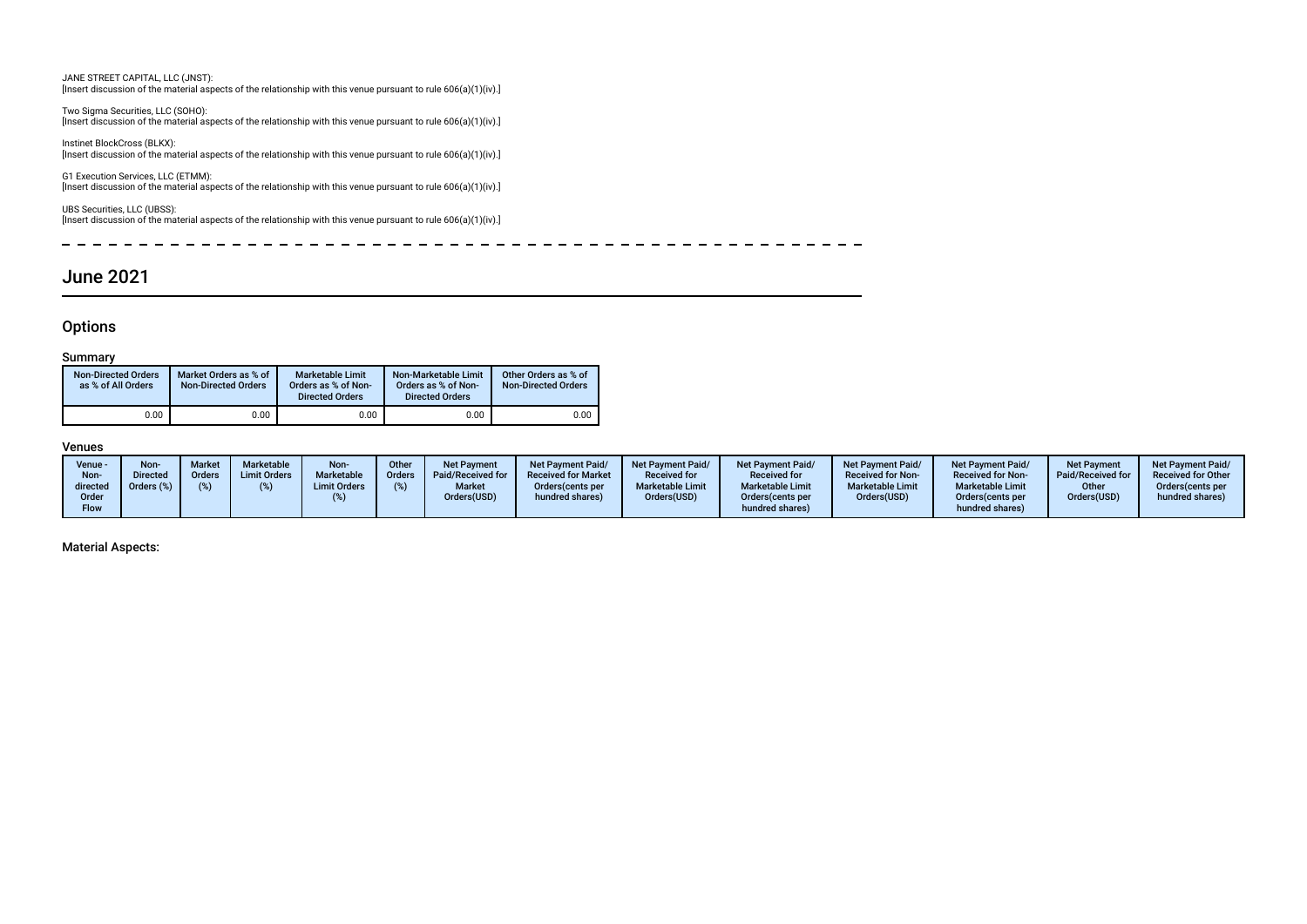JANE STREET CAPITAL, LLC (JNST):
[Insert discussion of the material aspects of the relationship with this venue pursuant to rule 606(a)(1)(iv).]

Two Sigma Securities, LLC (SOHO):
[Insert discussion of the material aspects of the relationship with this venue pursuant to rule 606(a)(1)(iv).]

Instinet BlockCross (BLKX):
[Insert discussion of the material aspects of the relationship with this venue pursuant to rule 606(a)(1)(iv).]

G1 Execution Services, LLC (ETMM):
[Insert discussion of the material aspects of the relationship with this venue pursuant to rule 606(a)(1)(iv).]

UBS Securities, LLC (UBSS):
[Insert discussion of the material aspects of the relationship with this venue pursuant to rule 606(a)(1)(iv).]

## June 2021

### Options

#### Summary

| Non-Directed Orders as % of All Orders | Market Orders as % of Non-Directed Orders | Marketable Limit Orders as % of Non-Directed Orders | Non-Marketable Limit Orders as % of Non-Directed Orders | Other Orders as % of Non-Directed Orders |
|---|---|---|---|---|
| 0.00 | 0.00 | 0.00 | 0.00 | 0.00 |

#### Venues

| Venue - Non-directed Order Flow | Non-Directed Orders (%) | Market Orders (%) | Marketable Limit Orders (%) | Non-Marketable Limit Orders (%) | Other Orders (%) | Net Payment Paid/Received for Market Orders(USD) | Net Payment Paid/ Received for Market Orders(cents per hundred shares) | Net Payment Paid/ Received for Marketable Limit Orders(USD) | Net Payment Paid/ Received for Marketable Limit Orders(cents per hundred shares) | Net Payment Paid/ Received for Non-Marketable Limit Orders(USD) | Net Payment Paid/ Received for Non-Marketable Limit Orders(cents per hundred shares) | Net Payment Paid/Received for Other Orders(USD) | Net Payment Paid/ Received for Other Orders(cents per hundred shares) |
|---|---|---|---|---|---|---|---|---|---|---|---|---|---|

Material Aspects: